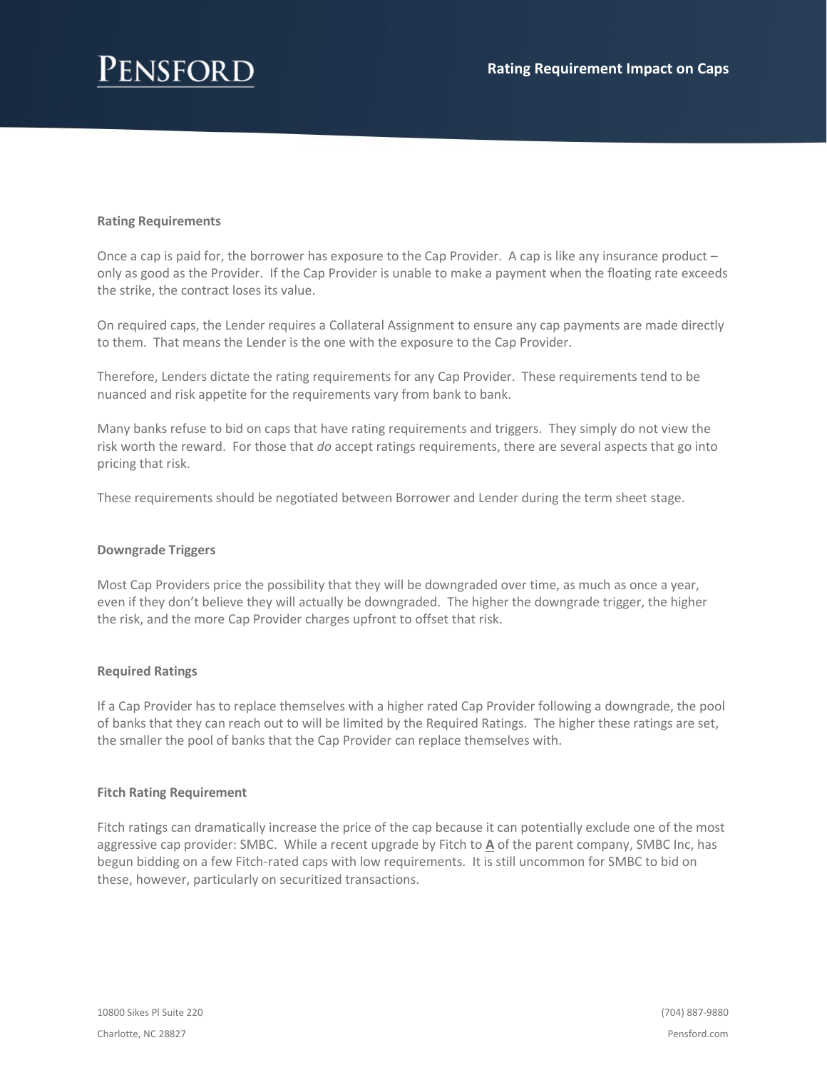# Rating Requirement Impact on Caps

## Rating Requirements

Once a cap is paid for, the borrower has exposure to the Cap Provider. A cap is like any insurance product – only as good as the Provider. If the Cap Provider is unable to make a payment when the floating rate exceeds the strike, the contract loses its value.

On required caps, the Lender requires a Collateral Assignment to ensure any cap payments are made directly to them. That means the Lender is the one with the exposure to the Cap Provider.

Therefore, Lenders dictate the rating requirements for any Cap Provider. These requirements tend to be nuanced and risk appetite for the requirements vary from bank to bank.

Many banks refuse to bid on caps that have rating requirements and triggers. They simply do not view the risk worth the reward. For those that *do* accept ratings requirements, there are several aspects that go into pricing that risk.

These requirements should be negotiated between Borrower and Lender during the term sheet stage.

## Downgrade Triggers

Most Cap Providers price the possibility that they will be downgraded over time, as much as once a year, even if they don't believe they will actually be downgraded. The higher the downgrade trigger, the higher the risk, and the more Cap Provider charges upfront to offset that risk.

## Required Ratings

If a Cap Provider has to replace themselves with a higher rated Cap Provider following a downgrade, the pool of banks that they can reach out to will be limited by the Required Ratings. The higher these ratings are set, the smaller the pool of banks that the Cap Provider can replace themselves with.

## Fitch Rating Requirement

Fitch ratings can dramatically increase the price of the cap because it can potentially exclude one of the most aggressive cap provider: SMBC. While a recent upgrade by Fitch to **A** of the parent company, SMBC Inc, has begun bidding on a few Fitch-rated caps with low requirements. It is still uncommon for SMBC to bid on these, however, particularly on securitized transactions.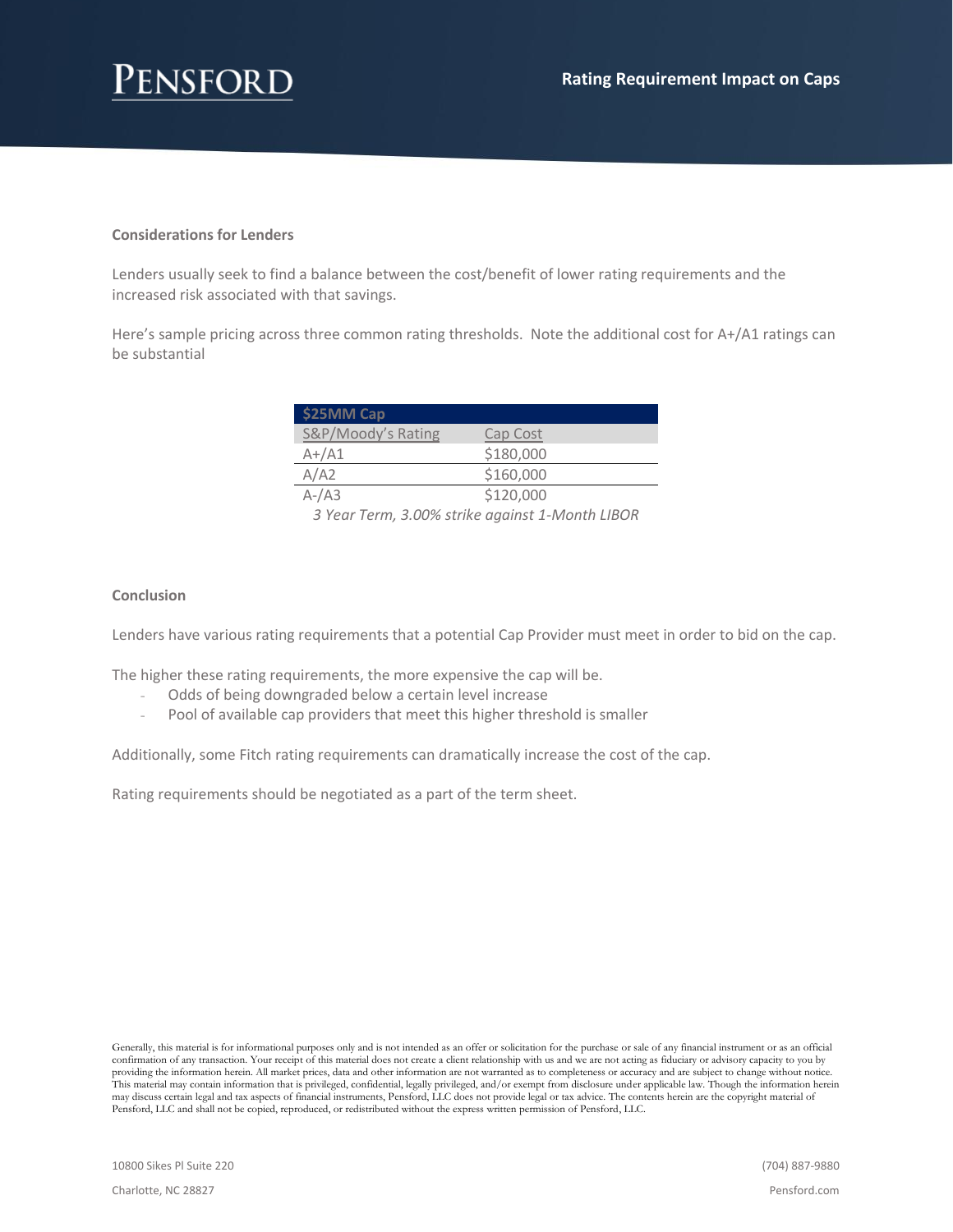**Considerations for Lenders**

Lenders usually seek to find a balance between the cost/benefit of lower rating requirements and the increased risk associated with that savings.

Here's sample pricing across three common rating thresholds. Note the additional cost for A+/A1 ratings can be substantial

| $25MM Cap | |
|---|---|
| S&P/Moody's Rating | Cap Cost |
| A+/A1 | $180,000 |
| A/A2 | $160,000 |
| A-/A3 | $120,000 |

*3 Year Term, 3.00% strike against 1-Month LIBOR*

**Conclusion**

Lenders have various rating requirements that a potential Cap Provider must meet in order to bid on the cap.

The higher these rating requirements, the more expensive the cap will be.

- Odds of being downgraded below a certain level increase
- Pool of available cap providers that meet this higher threshold is smaller

Additionally, some Fitch rating requirements can dramatically increase the cost of the cap.

Rating requirements should be negotiated as a part of the term sheet.

Generally, this material is for informational purposes only and is not intended as an offer or solicitation for the purchase or sale of any financial instrument or as an official confirmation of any transaction. Your receipt of this material does not create a client relationship with us and we are not acting as fiduciary or advisory capacity to you by providing the information herein. All market prices, data and other information are not warranted as to completeness or accuracy and are subject to change without notice. This material may contain information that is privileged, confidential, legally privileged, and/or exempt from disclosure under applicable law. Though the information herein may discuss certain legal and tax aspects of financial instruments, Pensford, LLC does not provide legal or tax advice. The contents herein are the copyright material of Pensford, LLC and shall not be copied, reproduced, or redistributed without the express written permission of Pensford, LLC.